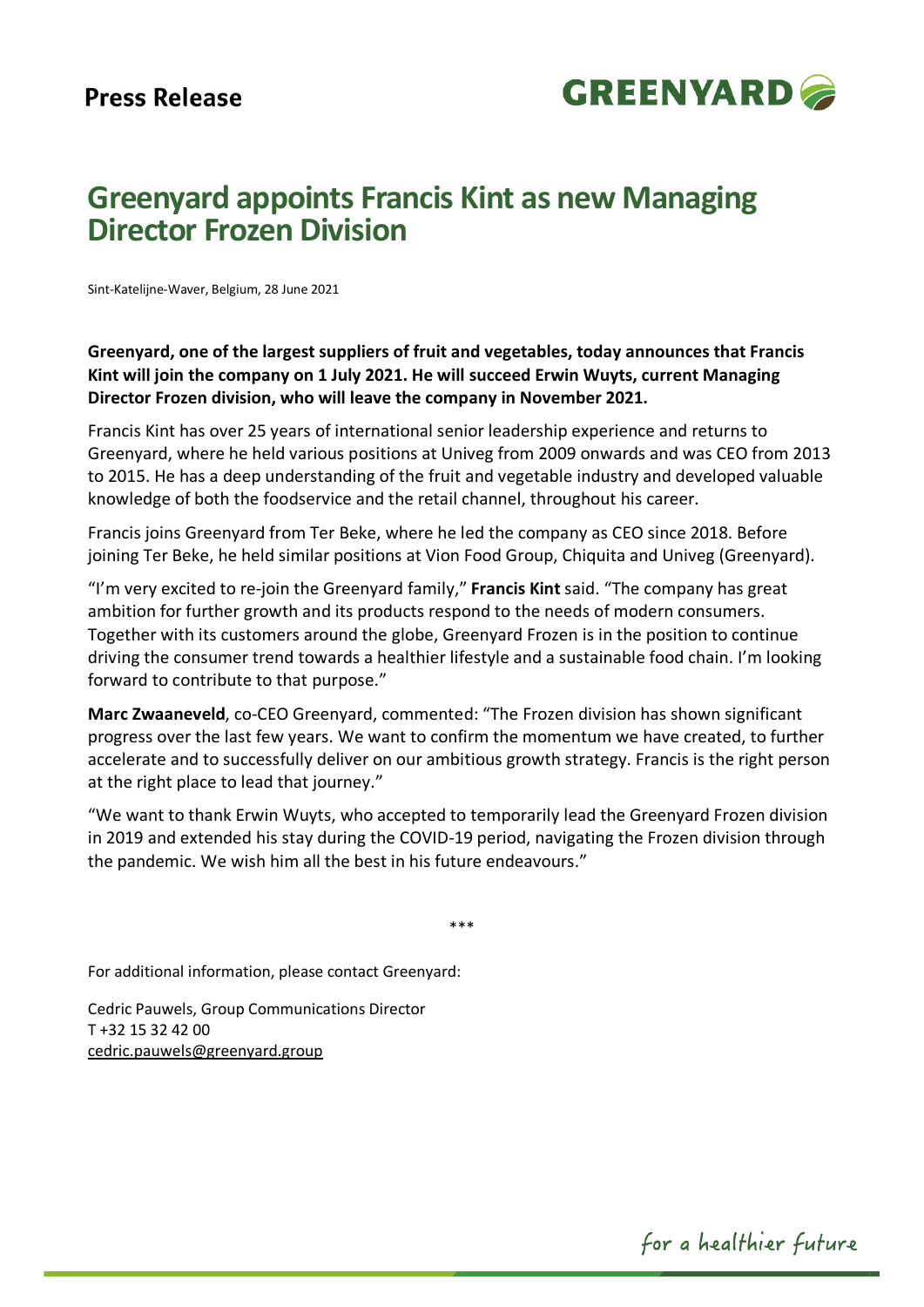**Press Release**

GREENYARD

# Greenyard appoints Francis Kint as new Managing Director Frozen Division

Sint-Katelijne-Waver, Belgium, 28 June 2021

**Greenyard, one of the largest suppliers of fruit and vegetables, today announces that Francis Kint will join the company on 1 July 2021. He will succeed Erwin Wuyts, current Managing Director Frozen division, who will leave the company in November 2021.**

Francis Kint has over 25 years of international senior leadership experience and returns to Greenyard, where he held various positions at Univeg from 2009 onwards and was CEO from 2013 to 2015. He has a deep understanding of the fruit and vegetable industry and developed valuable knowledge of both the foodservice and the retail channel, throughout his career.

Francis joins Greenyard from Ter Beke, where he led the company as CEO since 2018. Before joining Ter Beke, he held similar positions at Vion Food Group, Chiquita and Univeg (Greenyard).

"I'm very excited to re-join the Greenyard family," **Francis Kint** said. "The company has great ambition for further growth and its products respond to the needs of modern consumers. Together with its customers around the globe, Greenyard Frozen is in the position to continue driving the consumer trend towards a healthier lifestyle and a sustainable food chain. I'm looking forward to contribute to that purpose."

**Marc Zwaaneveld**, co-CEO Greenyard, commented: "The Frozen division has shown significant progress over the last few years. We want to confirm the momentum we have created, to further accelerate and to successfully deliver on our ambitious growth strategy. Francis is the right person at the right place to lead that journey."

"We want to thank Erwin Wuyts, who accepted to temporarily lead the Greenyard Frozen division in 2019 and extended his stay during the COVID-19 period, navigating the Frozen division through the pandemic. We wish him all the best in his future endeavours."

***

For additional information, please contact Greenyard:

Cedric Pauwels, Group Communications Director
T +32 15 32 42 00
cedric.pauwels@greenyard.group

*for a healthier future*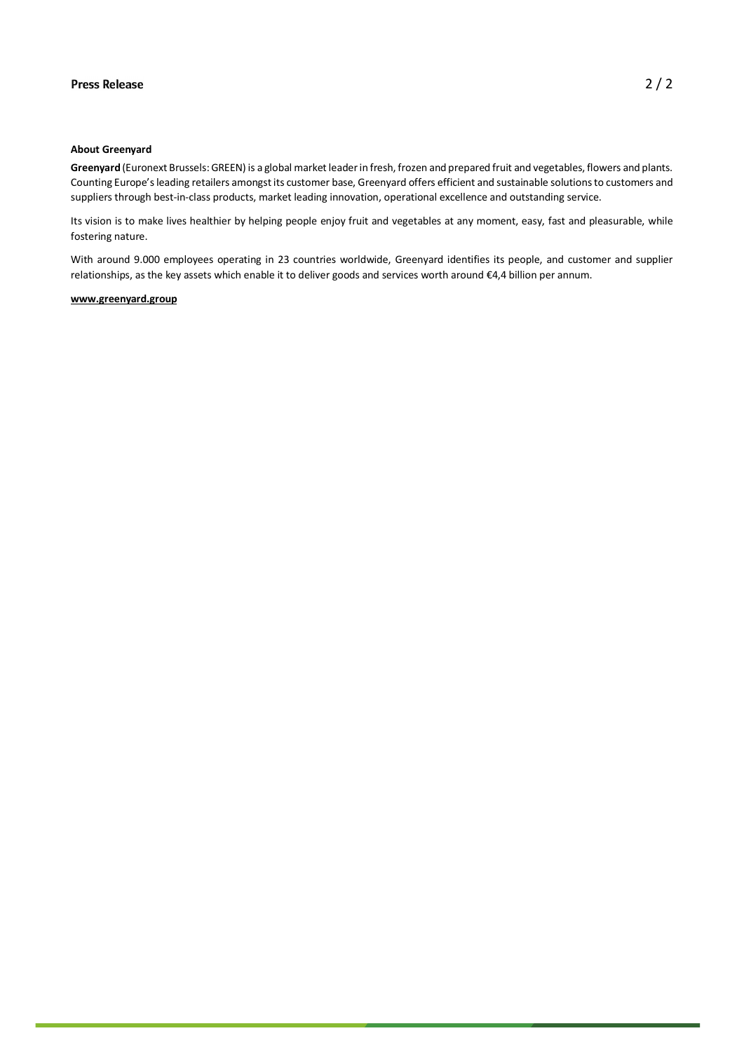**About Greenyard**

**Greenyard** (Euronext Brussels: GREEN) is a global market leader in fresh, frozen and prepared fruit and vegetables, flowers and plants. Counting Europe's leading retailers amongst its customer base, Greenyard offers efficient and sustainable solutions to customers and suppliers through best-in-class products, market leading innovation, operational excellence and outstanding service.

Its vision is to make lives healthier by helping people enjoy fruit and vegetables at any moment, easy, fast and pleasurable, while fostering nature.

With around 9.000 employees operating in 23 countries worldwide, Greenyard identifies its people, and customer and supplier relationships, as the key assets which enable it to deliver goods and services worth around €4,4 billion per annum.

**www.greenyard.group**